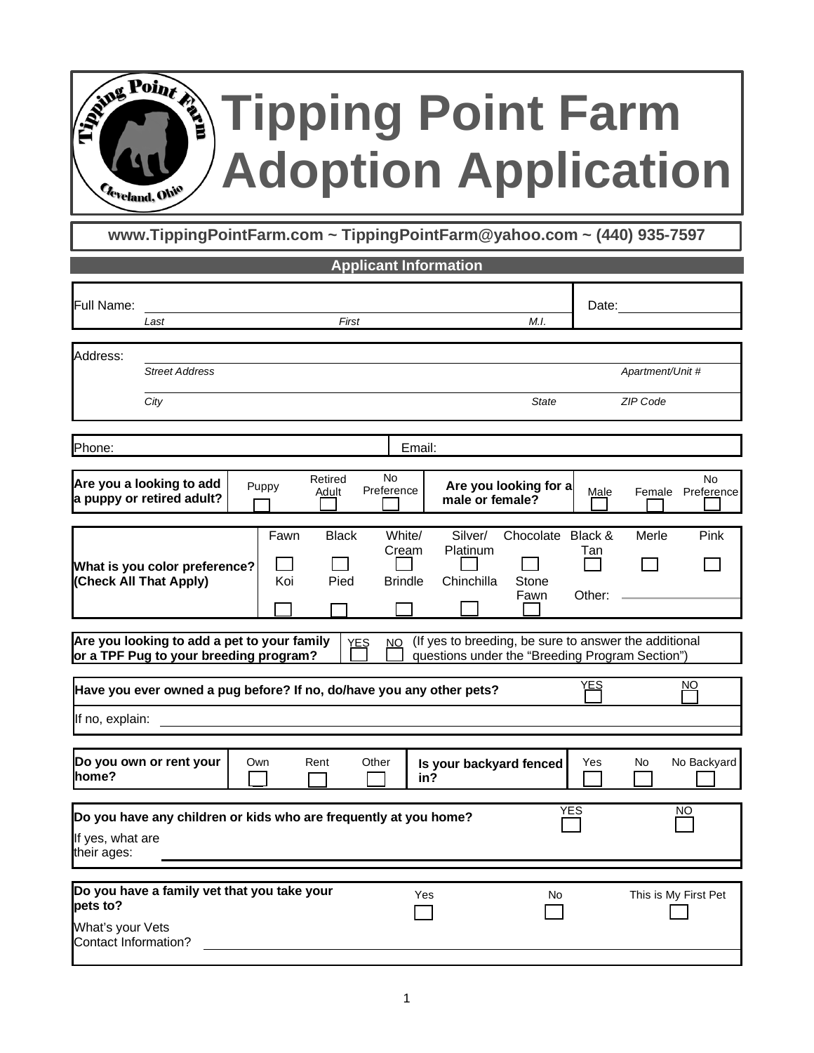# Tipping Point Farm Adoption Application

**www.TippingPointFarm.com ~ TippingPointFarm@yahoo.com ~ (440) 935-7597**

## Applicant Information

Full Name: ______________________________ Date: ______________

*Last* *First* *M.I.*

Address: ______________________________

*Street Address* *Apartment/Unit #*

______________________________

*City* *State* *ZIP Code*

Phone: ______________ Email: ______________

**Are you a looking to add a puppy or retired adult?** ☐ Puppy ☐ Retired Adult ☐ No Preference

**Are you looking for a male or female?** ☐ Male ☐ Female ☐ No Preference

**What is you color preference? (Check All That Apply)**

☐ Fawn ☐ Black ☐ White/Cream ☐ Silver/Platinum ☐ Chocolate ☐ Black & Tan ☐ Merle ☐ Pink

☐ Koi ☐ Pied ☐ Brindle ☐ Chinchilla ☐ Stone Fawn Other: ______________

**Are you looking to add a pet to your family or a TPF Pug to your breeding program?** ☐ YES ☐ NO (If yes to breeding, be sure to answer the additional questions under the "Breeding Program Section")

**Have you ever owned a pug before? If no, do/have you any other pets?** ☐ YES ☐ NO

If no, explain: ______________________________

**Do you own or rent your home?** ☐ Own ☐ Rent ☐ Other

**Is your backyard fenced in?** ☐ Yes ☐ No ☐ No Backyard

**Do you have any children or kids who are frequently at you home?** ☐ YES ☐ NO

If yes, what are their ages: ______________________________

**Do you have a family vet that you take your pets to?** ☐ Yes ☐ No ☐ This is My First Pet

What's your Vets Contact Information? ______________________________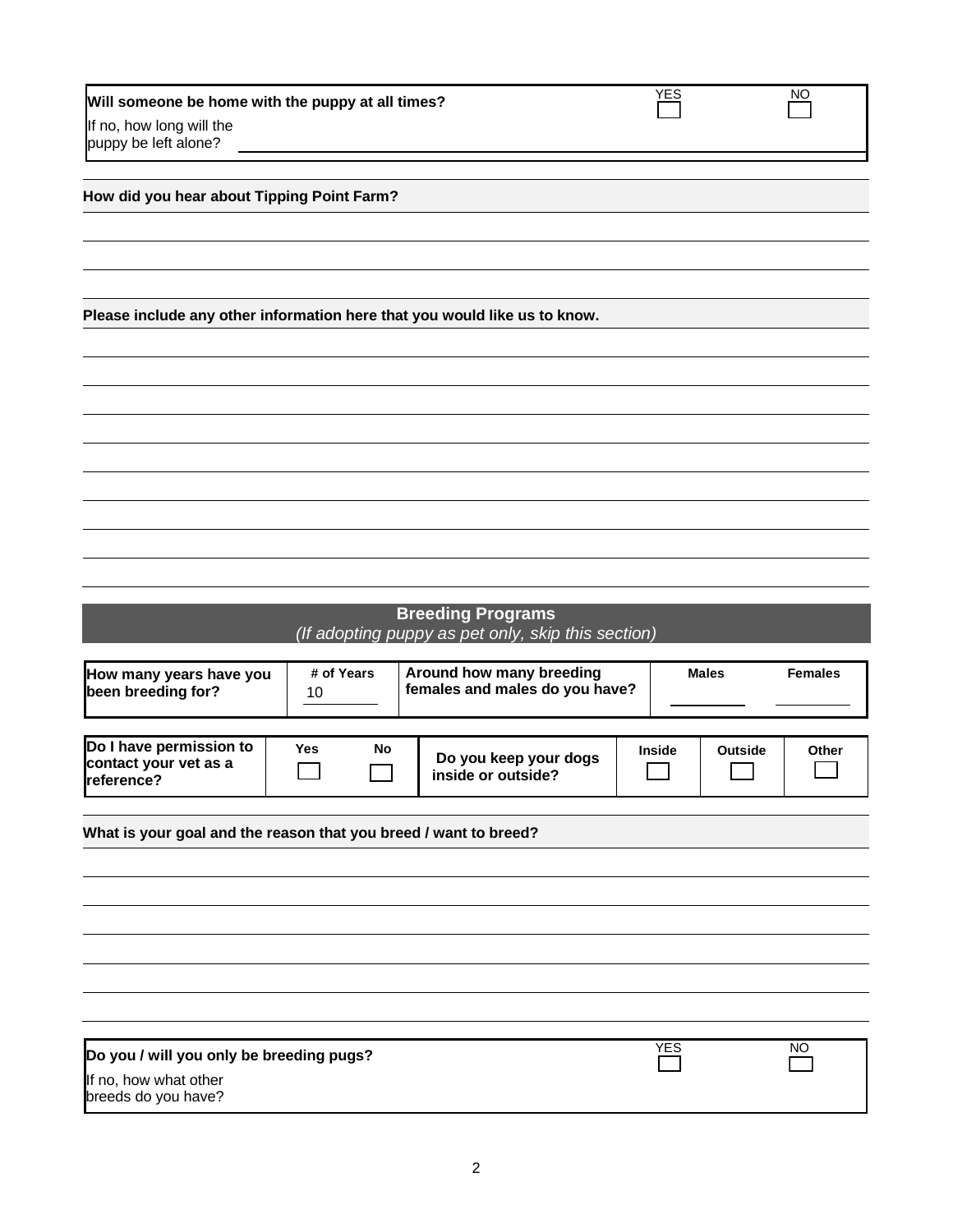| **Will someone be home with the puppy at all times?** | YES ☐ | NO ☐ |
|---|---|---|
| If no, how long will the puppy be left alone? | | |

**How did you hear about Tipping Point Farm?**

**Please include any other information here that you would like us to know.**

## Breeding Programs

*(If adopting puppy as pet only, skip this section)*

| **How many years have you been breeding for?** | **# of Years** 10 | **Around how many breeding females and males do you have?** | **Males** | **Females** |
|---|---|---|---|---|

| **Do I have permission to contact your vet as a reference?** | **Yes** ☐ | **No** ☐ | **Do you keep your dogs inside or outside?** | **Inside** ☐ | **Outside** ☐ | **Other** ☐ |
|---|---|---|---|---|---|---|

**What is your goal and the reason that you breed / want to breed?**

| **Do you / will you only be breeding pugs?** | YES ☐ | NO ☐ |
|---|---|---|
| If no, how what other breeds do you have? | | |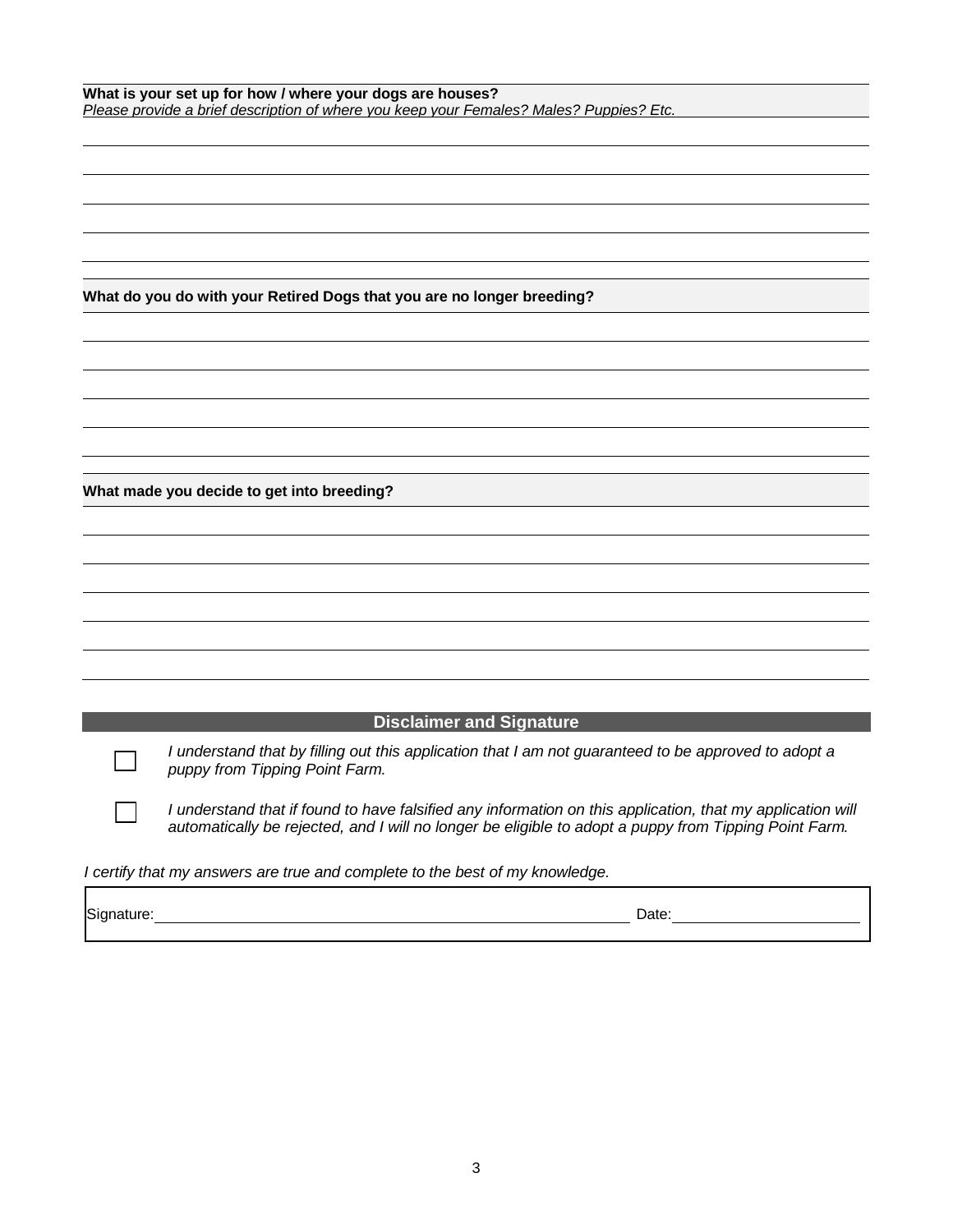**What is your set up for how / where your dogs are houses?**
*Please provide a brief description of where you keep your Females? Males? Puppies? Etc.*

**What do you do with your Retired Dogs that you are no longer breeding?**

**What made you decide to get into breeding?**

## Disclaimer and Signature

☐ *I understand that by filling out this application that I am not guaranteed to be approved to adopt a puppy from Tipping Point Farm.*

☐ *I understand that if found to have falsified any information on this application, that my application will automatically be rejected, and I will no longer be eligible to adopt a puppy from Tipping Point Farm.*

*I certify that my answers are true and complete to the best of my knowledge.*

Signature: ____________________________ Date: ______________